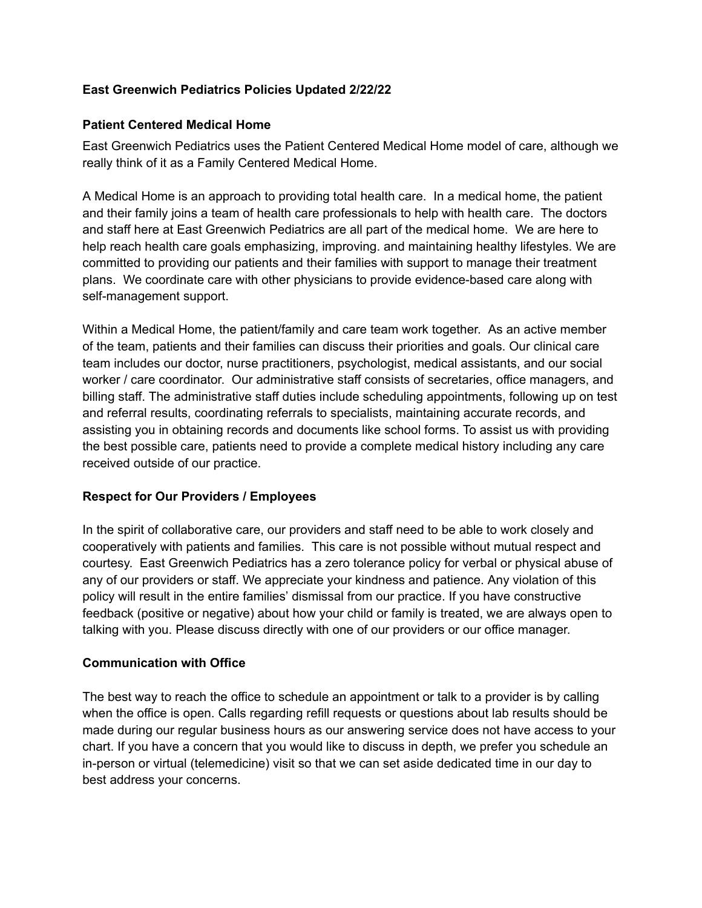# East Greenwich Pediatrics Policies Updated 2/22/22

## Patient Centered Medical Home

East Greenwich Pediatrics uses the Patient Centered Medical Home model of care, although we really think of it as a Family Centered Medical Home.

A Medical Home is an approach to providing total health care. In a medical home, the patient and their family joins a team of health care professionals to help with health care. The doctors and staff here at East Greenwich Pediatrics are all part of the medical home. We are here to help reach health care goals emphasizing, improving. and maintaining healthy lifestyles. We are committed to providing our patients and their families with support to manage their treatment plans. We coordinate care with other physicians to provide evidence-based care along with self-management support.

Within a Medical Home, the patient/family and care team work together. As an active member of the team, patients and their families can discuss their priorities and goals. Our clinical care team includes our doctor, nurse practitioners, psychologist, medical assistants, and our social worker / care coordinator. Our administrative staff consists of secretaries, office managers, and billing staff. The administrative staff duties include scheduling appointments, following up on test and referral results, coordinating referrals to specialists, maintaining accurate records, and assisting you in obtaining records and documents like school forms. To assist us with providing the best possible care, patients need to provide a complete medical history including any care received outside of our practice.

## Respect for Our Providers / Employees

In the spirit of collaborative care, our providers and staff need to be able to work closely and cooperatively with patients and families. This care is not possible without mutual respect and courtesy. East Greenwich Pediatrics has a zero tolerance policy for verbal or physical abuse of any of our providers or staff. We appreciate your kindness and patience. Any violation of this policy will result in the entire families' dismissal from our practice. If you have constructive feedback (positive or negative) about how your child or family is treated, we are always open to talking with you. Please discuss directly with one of our providers or our office manager.

## Communication with Office

The best way to reach the office to schedule an appointment or talk to a provider is by calling when the office is open. Calls regarding refill requests or questions about lab results should be made during our regular business hours as our answering service does not have access to your chart. If you have a concern that you would like to discuss in depth, we prefer you schedule an in-person or virtual (telemedicine) visit so that we can set aside dedicated time in our day to best address your concerns.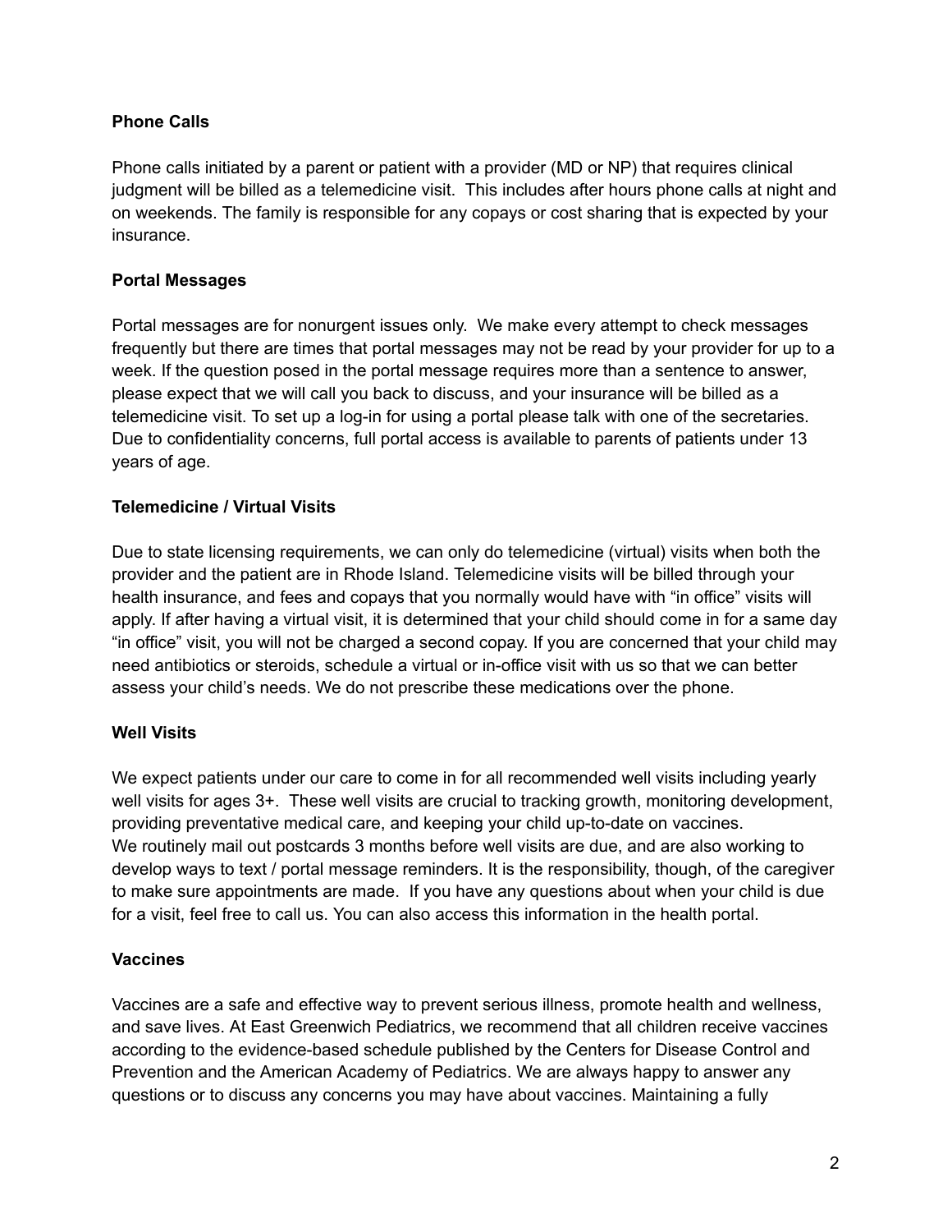### Phone Calls

Phone calls initiated by a parent or patient with a provider (MD or NP) that requires clinical judgment will be billed as a telemedicine visit. This includes after hours phone calls at night and on weekends. The family is responsible for any copays or cost sharing that is expected by your insurance.

### Portal Messages

Portal messages are for nonurgent issues only. We make every attempt to check messages frequently but there are times that portal messages may not be read by your provider for up to a week. If the question posed in the portal message requires more than a sentence to answer, please expect that we will call you back to discuss, and your insurance will be billed as a telemedicine visit. To set up a log-in for using a portal please talk with one of the secretaries. Due to confidentiality concerns, full portal access is available to parents of patients under 13 years of age.

### Telemedicine / Virtual Visits

Due to state licensing requirements, we can only do telemedicine (virtual) visits when both the provider and the patient are in Rhode Island. Telemedicine visits will be billed through your health insurance, and fees and copays that you normally would have with "in office" visits will apply. If after having a virtual visit, it is determined that your child should come in for a same day "in office" visit, you will not be charged a second copay. If you are concerned that your child may need antibiotics or steroids, schedule a virtual or in-office visit with us so that we can better assess your child's needs. We do not prescribe these medications over the phone.

### Well Visits

We expect patients under our care to come in for all recommended well visits including yearly well visits for ages 3+. These well visits are crucial to tracking growth, monitoring development, providing preventative medical care, and keeping your child up-to-date on vaccines.
We routinely mail out postcards 3 months before well visits are due, and are also working to develop ways to text / portal message reminders. It is the responsibility, though, of the caregiver to make sure appointments are made. If you have any questions about when your child is due for a visit, feel free to call us. You can also access this information in the health portal.

### Vaccines

Vaccines are a safe and effective way to prevent serious illness, promote health and wellness, and save lives. At East Greenwich Pediatrics, we recommend that all children receive vaccines according to the evidence-based schedule published by the Centers for Disease Control and Prevention and the American Academy of Pediatrics. We are always happy to answer any questions or to discuss any concerns you may have about vaccines. Maintaining a fully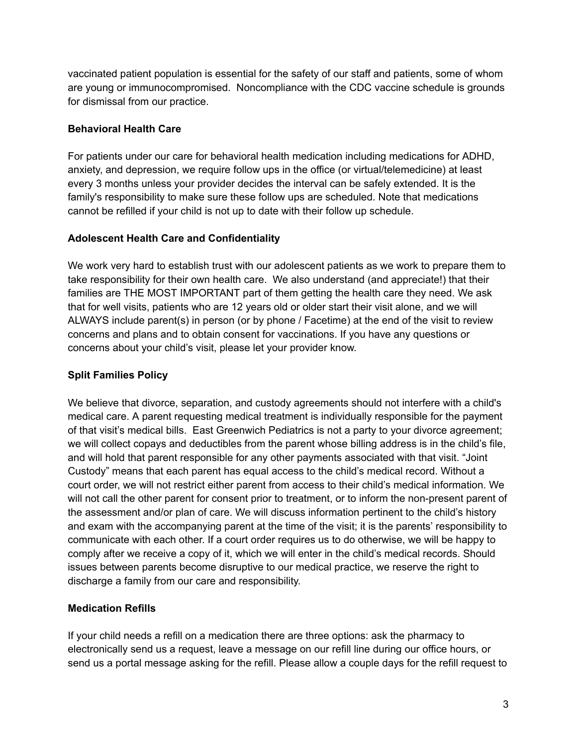vaccinated patient population is essential for the safety of our staff and patients, some of whom are young or immunocompromised. Noncompliance with the CDC vaccine schedule is grounds for dismissal from our practice.

**Behavioral Health Care**

For patients under our care for behavioral health medication including medications for ADHD, anxiety, and depression, we require follow ups in the office (or virtual/telemedicine) at least every 3 months unless your provider decides the interval can be safely extended. It is the family's responsibility to make sure these follow ups are scheduled. Note that medications cannot be refilled if your child is not up to date with their follow up schedule.

**Adolescent Health Care and Confidentiality**

We work very hard to establish trust with our adolescent patients as we work to prepare them to take responsibility for their own health care. We also understand (and appreciate!) that their families are THE MOST IMPORTANT part of them getting the health care they need. We ask that for well visits, patients who are 12 years old or older start their visit alone, and we will ALWAYS include parent(s) in person (or by phone / Facetime) at the end of the visit to review concerns and plans and to obtain consent for vaccinations. If you have any questions or concerns about your child's visit, please let your provider know.

**Split Families Policy**

We believe that divorce, separation, and custody agreements should not interfere with a child's medical care. A parent requesting medical treatment is individually responsible for the payment of that visit's medical bills. East Greenwich Pediatrics is not a party to your divorce agreement; we will collect copays and deductibles from the parent whose billing address is in the child's file, and will hold that parent responsible for any other payments associated with that visit. "Joint Custody" means that each parent has equal access to the child's medical record. Without a court order, we will not restrict either parent from access to their child's medical information. We will not call the other parent for consent prior to treatment, or to inform the non-present parent of the assessment and/or plan of care. We will discuss information pertinent to the child's history and exam with the accompanying parent at the time of the visit; it is the parents' responsibility to communicate with each other. If a court order requires us to do otherwise, we will be happy to comply after we receive a copy of it, which we will enter in the child's medical records. Should issues between parents become disruptive to our medical practice, we reserve the right to discharge a family from our care and responsibility.

**Medication Refills**

If your child needs a refill on a medication there are three options: ask the pharmacy to electronically send us a request, leave a message on our refill line during our office hours, or send us a portal message asking for the refill. Please allow a couple days for the refill request to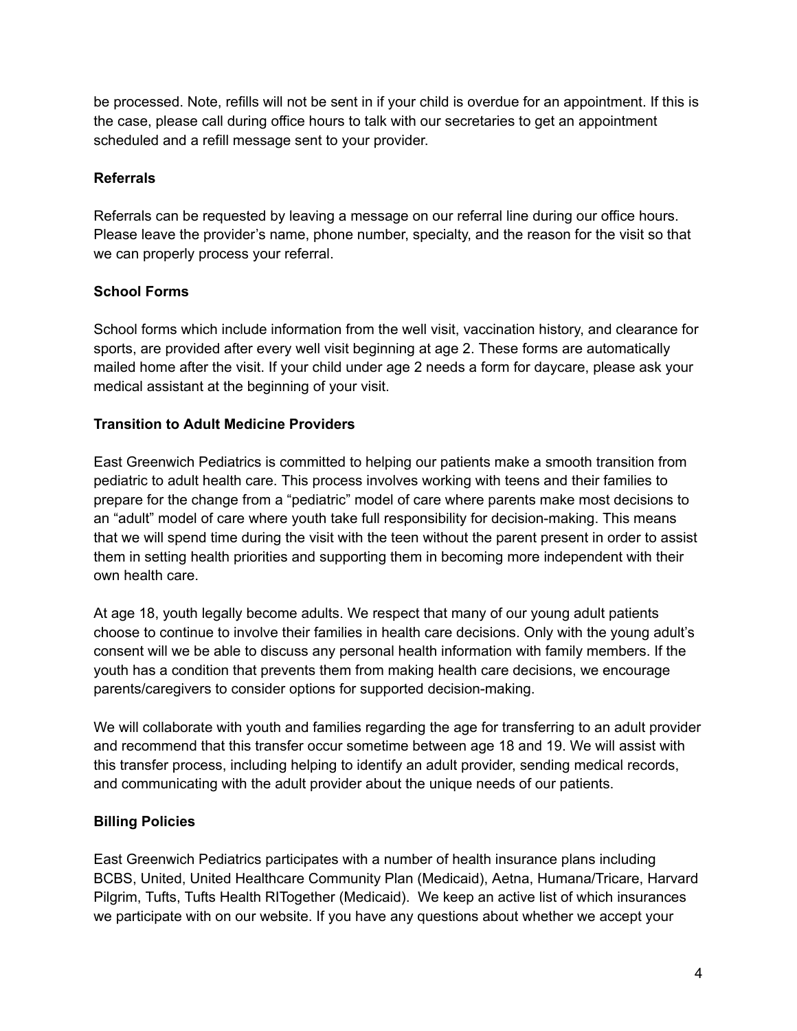be processed. Note, refills will not be sent in if your child is overdue for an appointment. If this is the case, please call during office hours to talk with our secretaries to get an appointment scheduled and a refill message sent to your provider.

**Referrals**

Referrals can be requested by leaving a message on our referral line during our office hours. Please leave the provider's name, phone number, specialty, and the reason for the visit so that we can properly process your referral.

**School Forms**

School forms which include information from the well visit, vaccination history, and clearance for sports, are provided after every well visit beginning at age 2. These forms are automatically mailed home after the visit. If your child under age 2 needs a form for daycare, please ask your medical assistant at the beginning of your visit.

**Transition to Adult Medicine Providers**

East Greenwich Pediatrics is committed to helping our patients make a smooth transition from pediatric to adult health care. This process involves working with teens and their families to prepare for the change from a "pediatric" model of care where parents make most decisions to an "adult" model of care where youth take full responsibility for decision-making. This means that we will spend time during the visit with the teen without the parent present in order to assist them in setting health priorities and supporting them in becoming more independent with their own health care.

At age 18, youth legally become adults. We respect that many of our young adult patients choose to continue to involve their families in health care decisions. Only with the young adult's consent will we be able to discuss any personal health information with family members. If the youth has a condition that prevents them from making health care decisions, we encourage parents/caregivers to consider options for supported decision-making.

We will collaborate with youth and families regarding the age for transferring to an adult provider and recommend that this transfer occur sometime between age 18 and 19. We will assist with this transfer process, including helping to identify an adult provider, sending medical records, and communicating with the adult provider about the unique needs of our patients.

**Billing Policies**

East Greenwich Pediatrics participates with a number of health insurance plans including BCBS, United, United Healthcare Community Plan (Medicaid), Aetna, Humana/Tricare, Harvard Pilgrim, Tufts, Tufts Health RITogether (Medicaid). We keep an active list of which insurances we participate with on our website. If you have any questions about whether we accept your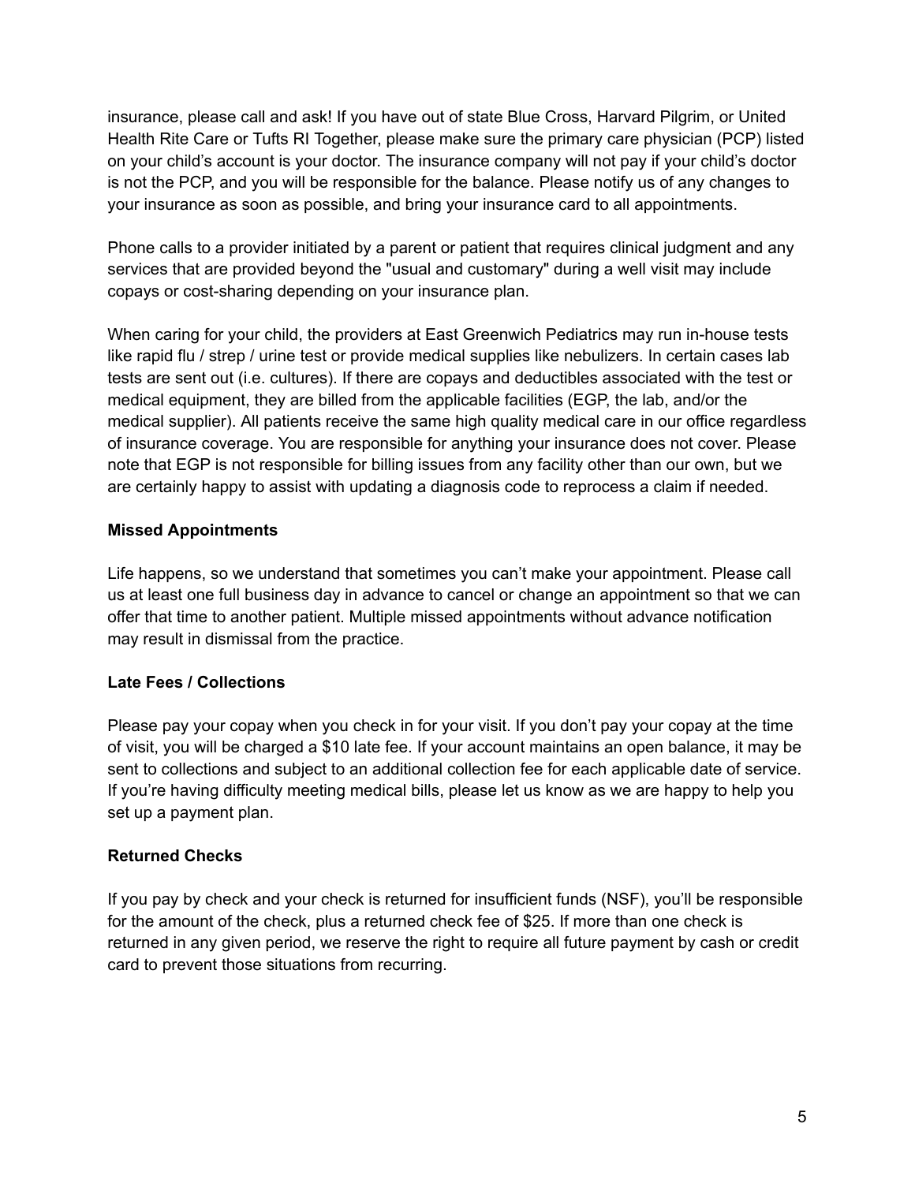insurance, please call and ask! If you have out of state Blue Cross, Harvard Pilgrim, or United Health Rite Care or Tufts RI Together, please make sure the primary care physician (PCP) listed on your child's account is your doctor. The insurance company will not pay if your child's doctor is not the PCP, and you will be responsible for the balance. Please notify us of any changes to your insurance as soon as possible, and bring your insurance card to all appointments.

Phone calls to a provider initiated by a parent or patient that requires clinical judgment and any services that are provided beyond the "usual and customary" during a well visit may include copays or cost-sharing depending on your insurance plan.

When caring for your child, the providers at East Greenwich Pediatrics may run in-house tests like rapid flu / strep / urine test or provide medical supplies like nebulizers. In certain cases lab tests are sent out (i.e. cultures). If there are copays and deductibles associated with the test or medical equipment, they are billed from the applicable facilities (EGP, the lab, and/or the medical supplier). All patients receive the same high quality medical care in our office regardless of insurance coverage. You are responsible for anything your insurance does not cover. Please note that EGP is not responsible for billing issues from any facility other than our own, but we are certainly happy to assist with updating a diagnosis code to reprocess a claim if needed.

**Missed Appointments**

Life happens, so we understand that sometimes you can't make your appointment. Please call us at least one full business day in advance to cancel or change an appointment so that we can offer that time to another patient. Multiple missed appointments without advance notification may result in dismissal from the practice.

**Late Fees / Collections**

Please pay your copay when you check in for your visit. If you don't pay your copay at the time of visit, you will be charged a $10 late fee. If your account maintains an open balance, it may be sent to collections and subject to an additional collection fee for each applicable date of service. If you're having difficulty meeting medical bills, please let us know as we are happy to help you set up a payment plan.

**Returned Checks**

If you pay by check and your check is returned for insufficient funds (NSF), you'll be responsible for the amount of the check, plus a returned check fee of $25. If more than one check is returned in any given period, we reserve the right to require all future payment by cash or credit card to prevent those situations from recurring.